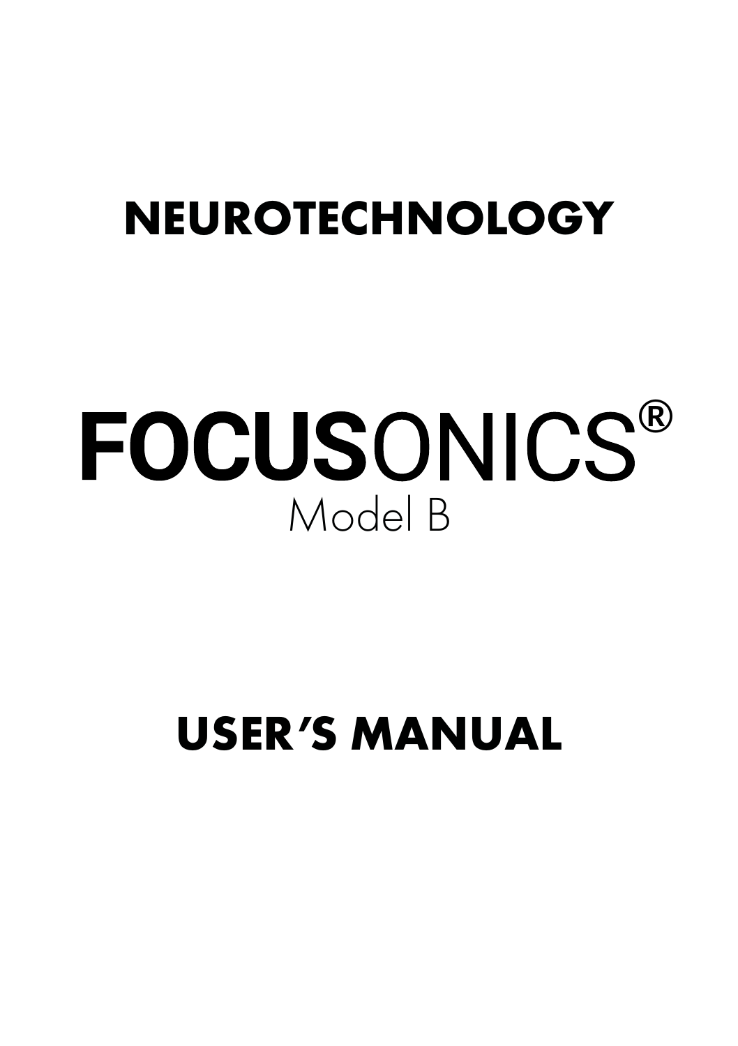# NEUROTECHNOLOGY

# FOCUSONICS®

Model B

# USER'S MANUAL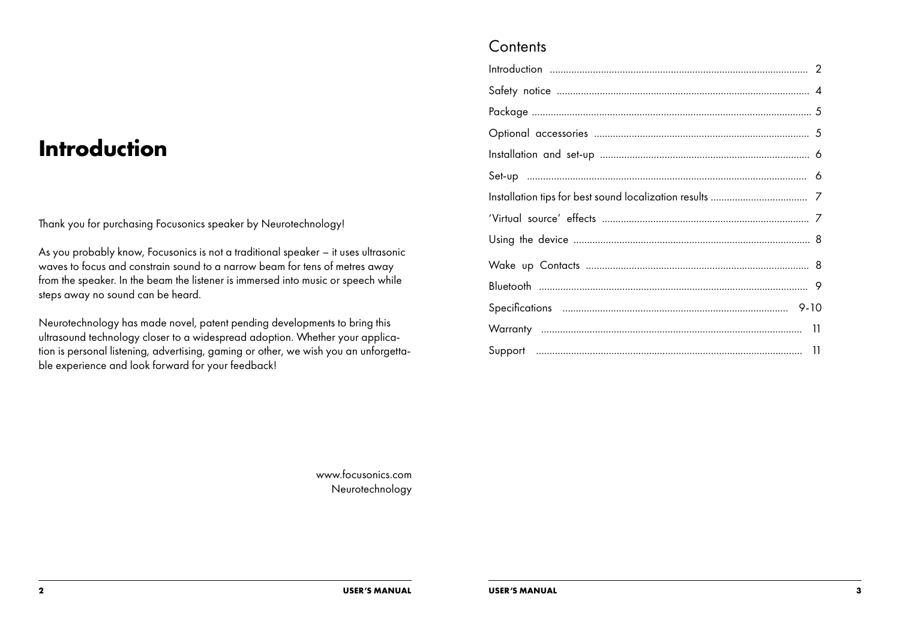# Introduction

Thank you for purchasing Focusonics speaker by Neurotechnology!

As you probably know, Focusonics is not a traditional speaker – it uses ultrasonic waves to focus and constrain sound to a narrow beam for tens of metres away from the speaker. In the beam the listener is immersed into music or speech while steps away no sound can be heard.

Neurotechnology has made novel, patent pending developments to bring this ultrasound technology closer to a widespread adoption. Whether your application is personal listening, advertising, gaming or other, we wish you an unforgettable experience and look forward for your feedback!

www.focusonics.com
Neurotechnology

## Contents

| | |
|---|---|
| Introduction | 2 |
| Safety notice | 4 |
| Package | 5 |
| Optional accessories | 5 |
| Installation and set-up | 6 |
| Set-up | 6 |
| Installation tips for best sound localization results | 7 |
| 'Virtual source' effects | 7 |
| Using the device | 8 |
| Wake up Contacts | 8 |
| Bluetooth | 9 |
| Specifications | 9-10 |
| Warranty | 11 |
| Support | 11 |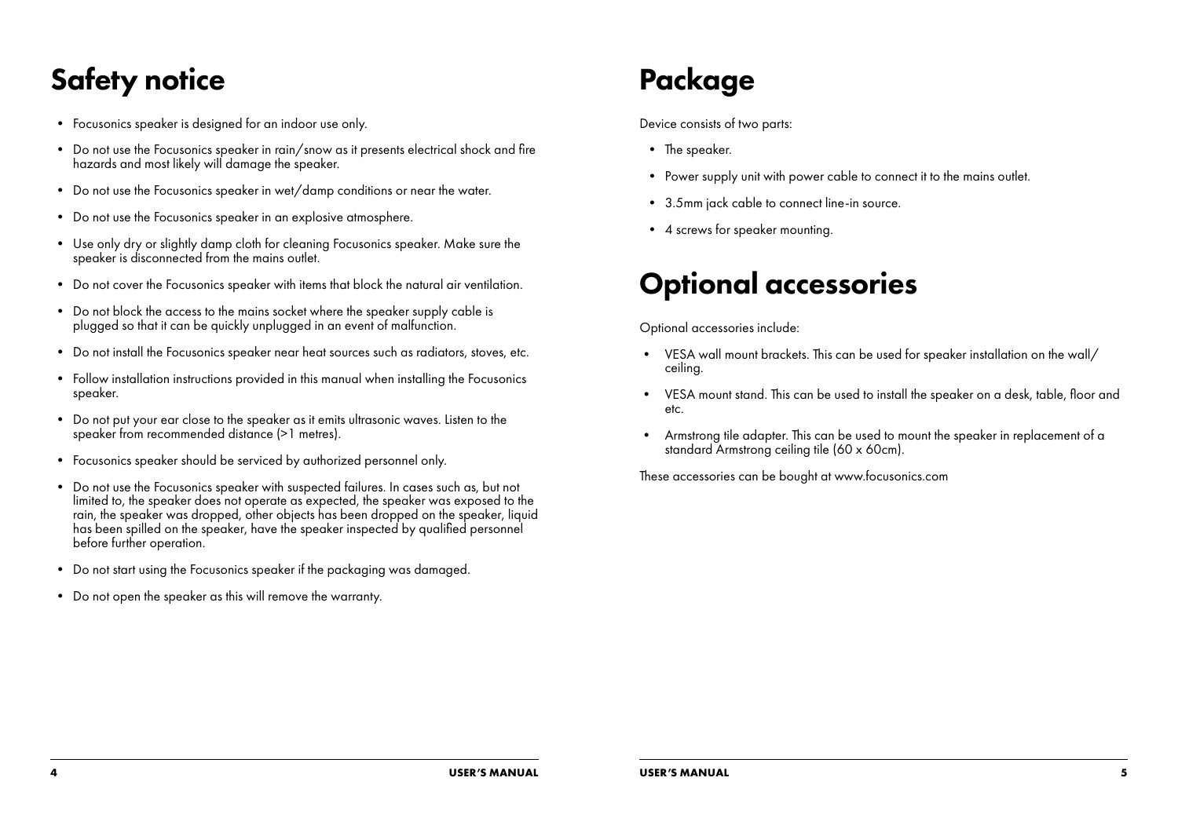# Safety notice

- Focusonics speaker is designed for an indoor use only.
- Do not use the Focusonics speaker in rain/snow as it presents electrical shock and fire hazards and most likely will damage the speaker.
- Do not use the Focusonics speaker in wet/damp conditions or near the water.
- Do not use the Focusonics speaker in an explosive atmosphere.
- Use only dry or slightly damp cloth for cleaning Focusonics speaker. Make sure the speaker is disconnected from the mains outlet.
- Do not cover the Focusonics speaker with items that block the natural air ventilation.
- Do not block the access to the mains socket where the speaker supply cable is plugged so that it can be quickly unplugged in an event of malfunction.
- Do not install the Focusonics speaker near heat sources such as radiators, stoves, etc.
- Follow installation instructions provided in this manual when installing the Focusonics speaker.
- Do not put your ear close to the speaker as it emits ultrasonic waves. Listen to the speaker from recommended distance (>1 metres).
- Focusonics speaker should be serviced by authorized personnel only.
- Do not use the Focusonics speaker with suspected failures. In cases such as, but not limited to, the speaker does not operate as expected, the speaker was exposed to the rain, the speaker was dropped, other objects has been dropped on the speaker, liquid has been spilled on the speaker, have the speaker inspected by qualified personnel before further operation.
- Do not start using the Focusonics speaker if the packaging was damaged.
- Do not open the speaker as this will remove the warranty.

# Package

Device consists of two parts:

- The speaker.
- Power supply unit with power cable to connect it to the mains outlet.
- 3.5mm jack cable to connect line-in source.
- 4 screws for speaker mounting.

# Optional accessories

Optional accessories include:

- VESA wall mount brackets. This can be used for speaker installation on the wall/ceiling.
- VESA mount stand. This can be used to install the speaker on a desk, table, floor and etc.
- Armstrong tile adapter. This can be used to mount the speaker in replacement of a standard Armstrong ceiling tile (60 x 60cm).

These accessories can be bought at www.focusonics.com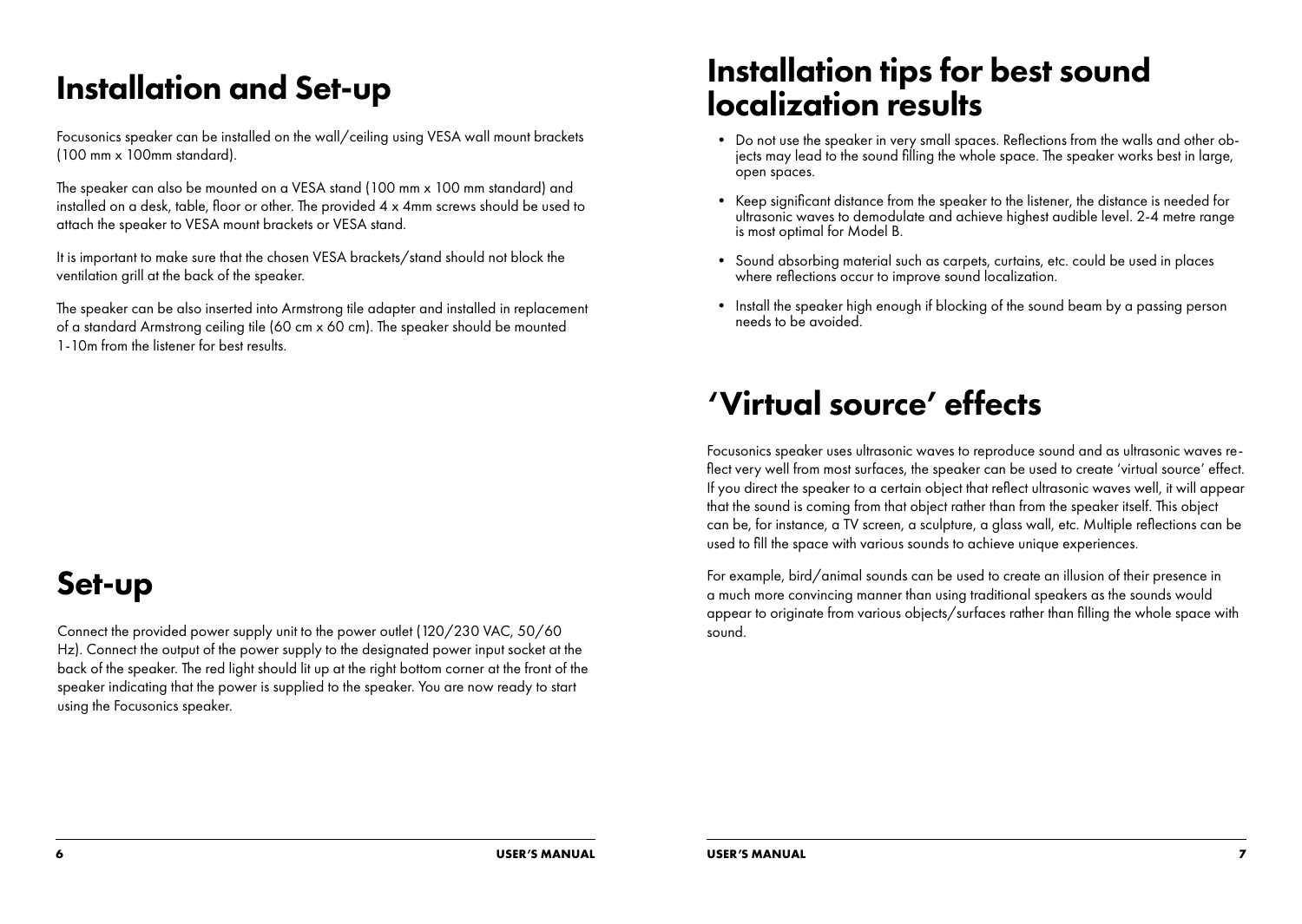# Installation and Set-up

Focusonics speaker can be installed on the wall/ceiling using VESA wall mount brackets (100 mm x 100mm standard).

The speaker can also be mounted on a VESA stand (100 mm x 100 mm standard) and installed on a desk, table, floor or other. The provided 4 x 4mm screws should be used to attach the speaker to VESA mount brackets or VESA stand.

It is important to make sure that the chosen VESA brackets/stand should not block the ventilation grill at the back of the speaker.

The speaker can be also inserted into Armstrong tile adapter and installed in replacement of a standard Armstrong ceiling tile (60 cm x 60 cm). The speaker should be mounted 1-10m from the listener for best results.

# Set-up

Connect the provided power supply unit to the power outlet (120/230 VAC, 50/60 Hz). Connect the output of the power supply to the designated power input socket at the back of the speaker. The red light should lit up at the right bottom corner at the front of the speaker indicating that the power is supplied to the speaker. You are now ready to start using the Focusonics speaker.

# Installation tips for best sound localization results

- Do not use the speaker in very small spaces. Reflections from the walls and other objects may lead to the sound filling the whole space. The speaker works best in large, open spaces.
- Keep significant distance from the speaker to the listener, the distance is needed for ultrasonic waves to demodulate and achieve highest audible level. 2-4 metre range is most optimal for Model B.
- Sound absorbing material such as carpets, curtains, etc. could be used in places where reflections occur to improve sound localization.
- Install the speaker high enough if blocking of the sound beam by a passing person needs to be avoided.

# 'Virtual source' effects

Focusonics speaker uses ultrasonic waves to reproduce sound and as ultrasonic waves reflect very well from most surfaces, the speaker can be used to create 'virtual source' effect. If you direct the speaker to a certain object that reflect ultrasonic waves well, it will appear that the sound is coming from that object rather than from the speaker itself. This object can be, for instance, a TV screen, a sculpture, a glass wall, etc. Multiple reflections can be used to fill the space with various sounds to achieve unique experiences.

For example, bird/animal sounds can be used to create an illusion of their presence in a much more convincing manner than using traditional speakers as the sounds would appear to originate from various objects/surfaces rather than filling the whole space with sound.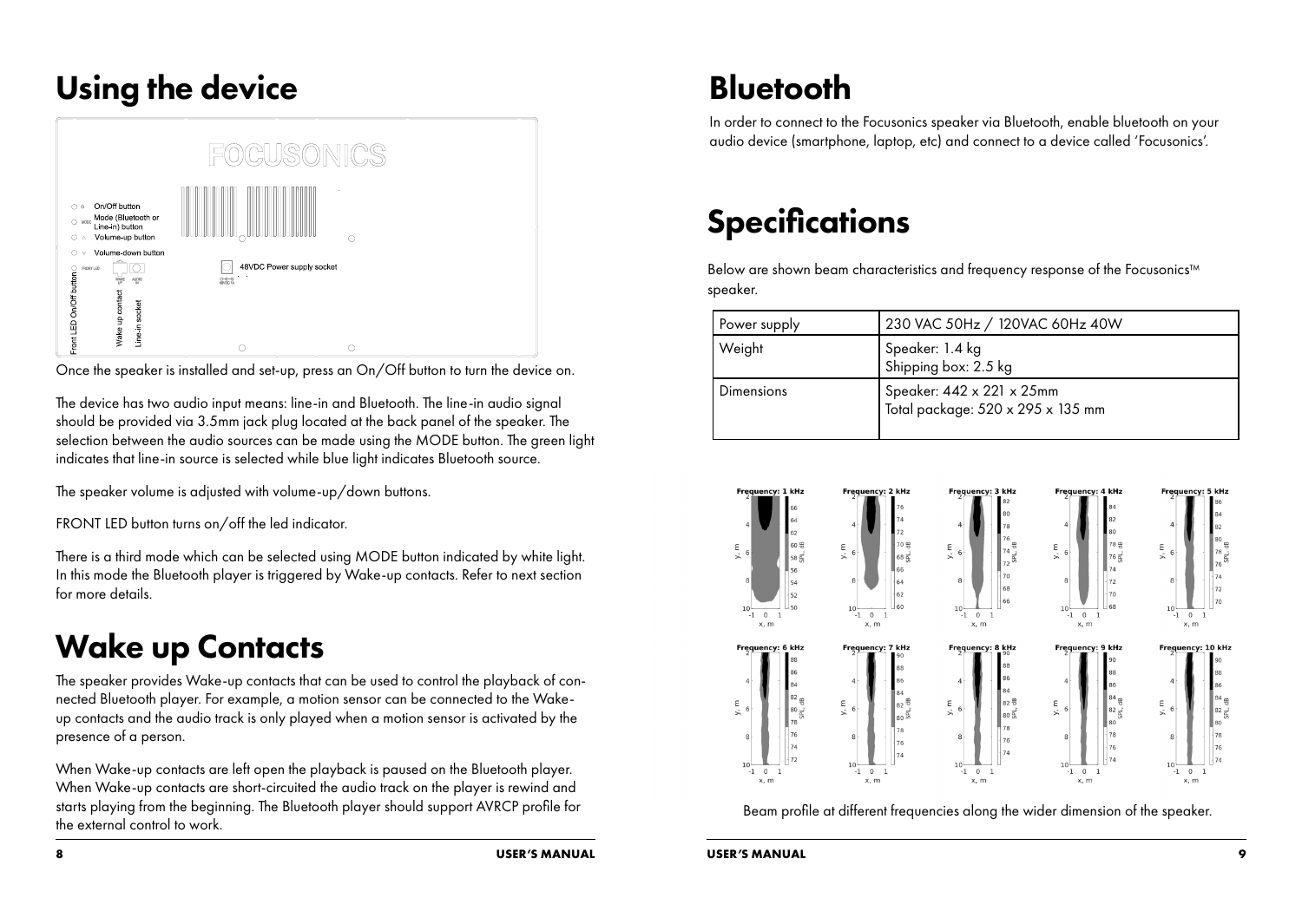# Using the device

Once the speaker is installed and set-up, press an On/Off button to turn the device on.

The device has two audio input means: line-in and Bluetooth. The line-in audio signal should be provided via 3.5mm jack plug located at the back panel of the speaker. The selection between the audio sources can be made using the MODE button. The green light indicates that line-in source is selected while blue light indicates Bluetooth source.

The speaker volume is adjusted with volume-up/down buttons.

FRONT LED button turns on/off the led indicator.

There is a third mode which can be selected using MODE button indicated by white light. In this mode the Bluetooth player is triggered by Wake-up contacts. Refer to next section for more details.

# Wake up Contacts

The speaker provides Wake-up contacts that can be used to control the playback of connected Bluetooth player. For example, a motion sensor can be connected to the Wake-up contacts and the audio track is only played when a motion sensor is activated by the presence of a person.

When Wake-up contacts are left open the playback is paused on the Bluetooth player. When Wake-up contacts are short-circuited the audio track on the player is rewind and starts playing from the beginning. The Bluetooth player should support AVRCP profile for the external control to work.

# Bluetooth

In order to connect to the Focusonics speaker via Bluetooth, enable bluetooth on your audio device (smartphone, laptop, etc) and connect to a device called 'Focusonics'.

# Specifications

Below are shown beam characteristics and frequency response of the Focusonics™ speaker.

| | |
|---|---|
| Power supply | 230 VAC 50Hz / 120VAC 60Hz 40W |
| Weight | Speaker: 1.4 kg<br>Shipping box: 2.5 kg |
| Dimensions | Speaker: 442 x 221 x 25mm<br>Total package: 520 x 295 x 135 mm |

Beam profile at different frequencies along the wider dimension of the speaker.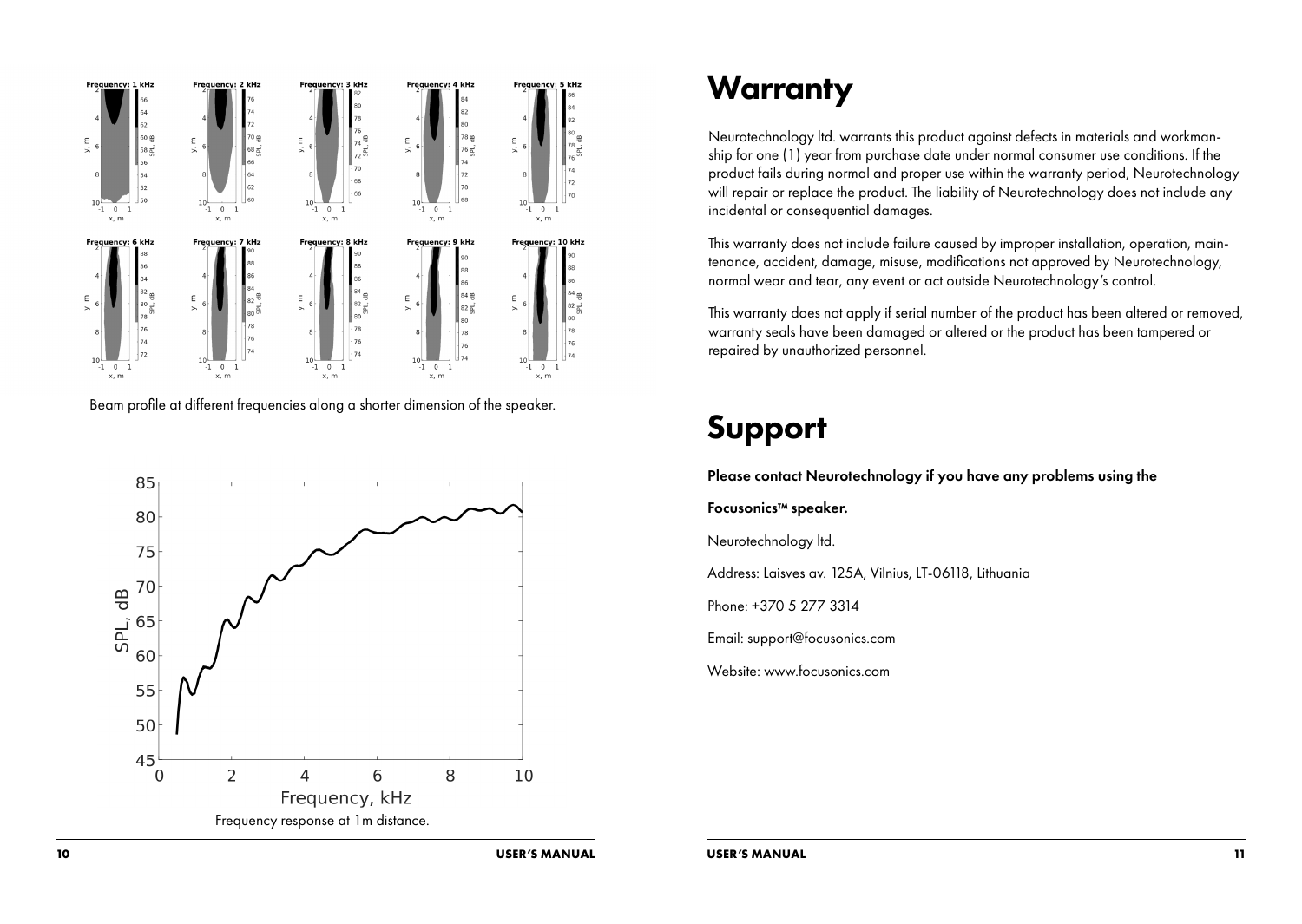Frequency: 1 kHz
Frequency: 2 kHz
Frequency: 3 kHz
Frequency: 4 kHz
Frequency: 5 kHz
Frequency: 6 kHz
Frequency: 7 kHz
Frequency: 8 kHz
Frequency: 9 kHz
Frequency: 10 kHz

Beam profile at different frequencies along a shorter dimension of the speaker.

SPL, dB
Frequency, kHz

Frequency response at 1m distance.

# Warranty

Neurotechnology ltd. warrants this product against defects in materials and workmanship for one (1) year from purchase date under normal consumer use conditions. If the product fails during normal and proper use within the warranty period, Neurotechnology will repair or replace the product. The liability of Neurotechnology does not include any incidental or consequential damages.

This warranty does not include failure caused by improper installation, operation, maintenance, accident, damage, misuse, modifications not approved by Neurotechnology, normal wear and tear, any event or act outside Neurotechnology's control.

This warranty does not apply if serial number of the product has been altered or removed, warranty seals have been damaged or altered or the product has been tampered or repaired by unauthorized personnel.

# Support

**Please contact Neurotechnology if you have any problems using the**

**Focusonics™ speaker.**

Neurotechnology ltd.

Address: Laisves av. 125A, Vilnius, LT-06118, Lithuania

Phone: +370 5 277 3314

Email: support@focusonics.com

Website: www.focusonics.com